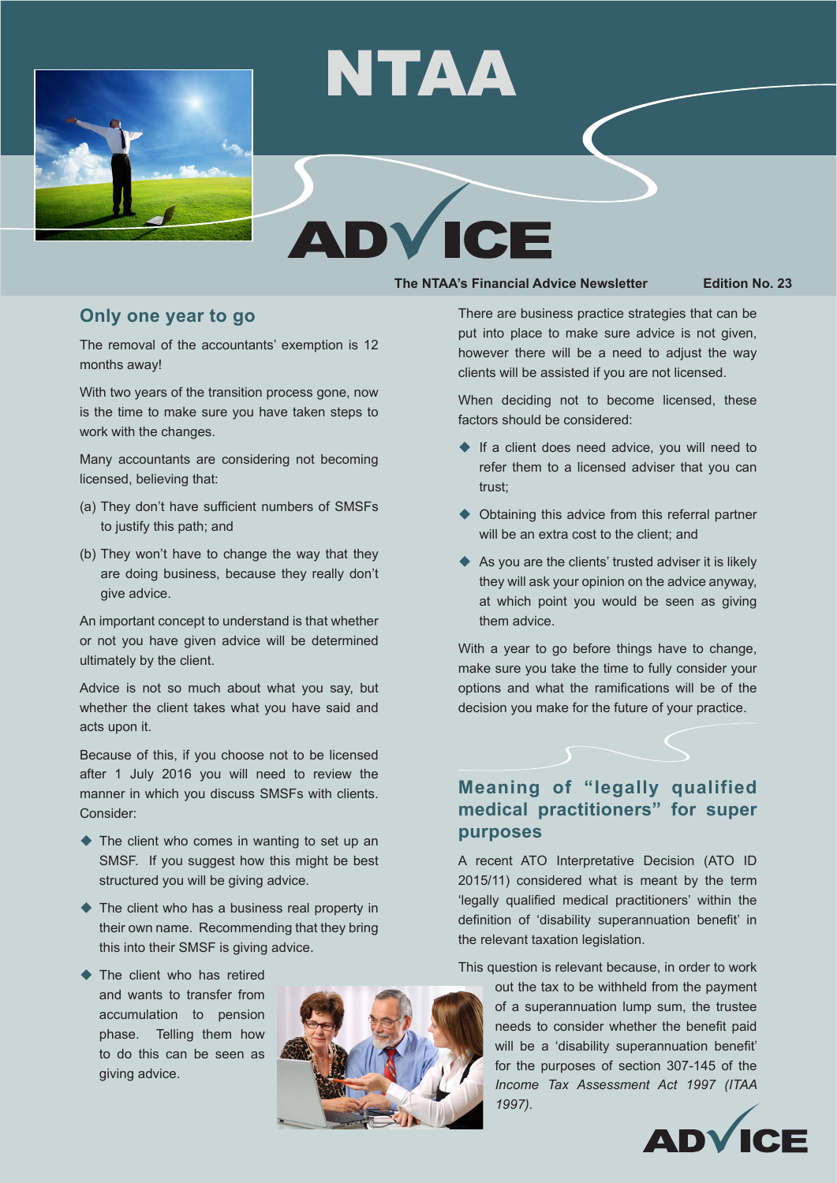# NTAA ADVICE

**The NTAA's Financial Advice Newsletter** **Edition No. 23**

## Only one year to go

The removal of the accountants' exemption is 12 months away!

With two years of the transition process gone, now is the time to make sure you have taken steps to work with the changes.

Many accountants are considering not becoming licensed, believing that:

(a) They don't have sufficient numbers of SMSFs to justify this path; and

(b) They won't have to change the way that they are doing business, because they really don't give advice.

An important concept to understand is that whether or not you have given advice will be determined ultimately by the client.

Advice is not so much about what you say, but whether the client takes what you have said and acts upon it.

Because of this, if you choose not to be licensed after 1 July 2016 you will need to review the manner in which you discuss SMSFs with clients. Consider:

- The client who comes in wanting to set up an SMSF. If you suggest how this might be best structured you will be giving advice.
- The client who has a business real property in their own name. Recommending that they bring this into their SMSF is giving advice.
- The client who has retired and wants to transfer from accumulation to pension phase. Telling them how to do this can be seen as giving advice.

There are business practice strategies that can be put into place to make sure advice is not given, however there will be a need to adjust the way clients will be assisted if you are not licensed.

When deciding not to become licensed, these factors should be considered:

- If a client does need advice, you will need to refer them to a licensed adviser that you can trust;
- Obtaining this advice from this referral partner will be an extra cost to the client; and
- As you are the clients' trusted adviser it is likely they will ask your opinion on the advice anyway, at which point you would be seen as giving them advice.

With a year to go before things have to change, make sure you take the time to fully consider your options and what the ramifications will be of the decision you make for the future of your practice.

## Meaning of "legally qualified medical practitioners" for super purposes

A recent ATO Interpretative Decision (ATO ID 2015/11) considered what is meant by the term 'legally qualified medical practitioners' within the definition of 'disability superannuation benefit' in the relevant taxation legislation.

This question is relevant because, in order to work out the tax to be withheld from the payment of a superannuation lump sum, the trustee needs to consider whether the benefit paid will be a 'disability superannuation benefit' for the purposes of section 307-145 of the *Income Tax Assessment Act 1997 (ITAA 1997).*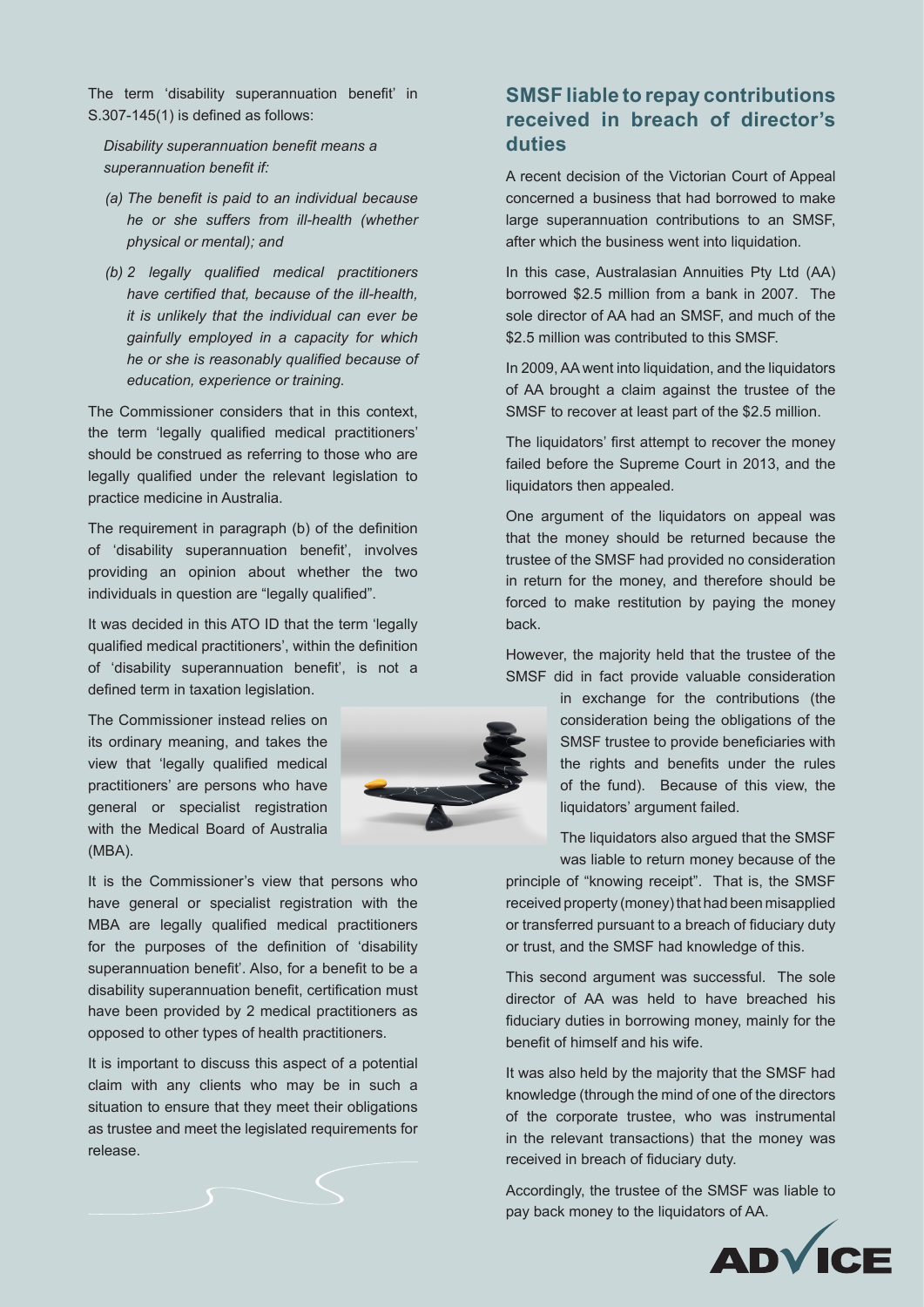The term 'disability superannuation benefit' in S.307-145(1) is defined as follows:

*Disability superannuation benefit means a superannuation benefit if:*

*(a) The benefit is paid to an individual because he or she suffers from ill-health (whether physical or mental); and*

*(b) 2 legally qualified medical practitioners have certified that, because of the ill-health, it is unlikely that the individual can ever be gainfully employed in a capacity for which he or she is reasonably qualified because of education, experience or training.*

The Commissioner considers that in this context, the term 'legally qualified medical practitioners' should be construed as referring to those who are legally qualified under the relevant legislation to practice medicine in Australia.

The requirement in paragraph (b) of the definition of 'disability superannuation benefit', involves providing an opinion about whether the two individuals in question are "legally qualified".

It was decided in this ATO ID that the term 'legally qualified medical practitioners', within the definition of 'disability superannuation benefit', is not a defined term in taxation legislation.

The Commissioner instead relies on its ordinary meaning, and takes the view that 'legally qualified medical practitioners' are persons who have general or specialist registration with the Medical Board of Australia (MBA).

It is the Commissioner's view that persons who have general or specialist registration with the MBA are legally qualified medical practitioners for the purposes of the definition of 'disability superannuation benefit'. Also, for a benefit to be a disability superannuation benefit, certification must have been provided by 2 medical practitioners as opposed to other types of health practitioners.

It is important to discuss this aspect of a potential claim with any clients who may be in such a situation to ensure that they meet their obligations as trustee and meet the legislated requirements for release.

## SMSF liable to repay contributions received in breach of director's duties

A recent decision of the Victorian Court of Appeal concerned a business that had borrowed to make large superannuation contributions to an SMSF, after which the business went into liquidation.

In this case, Australasian Annuities Pty Ltd (AA) borrowed $2.5 million from a bank in 2007. The sole director of AA had an SMSF, and much of the $2.5 million was contributed to this SMSF.

In 2009, AA went into liquidation, and the liquidators of AA brought a claim against the trustee of the SMSF to recover at least part of the $2.5 million.

The liquidators' first attempt to recover the money failed before the Supreme Court in 2013, and the liquidators then appealed.

One argument of the liquidators on appeal was that the money should be returned because the trustee of the SMSF had provided no consideration in return for the money, and therefore should be forced to make restitution by paying the money back.

However, the majority held that the trustee of the SMSF did in fact provide valuable consideration in exchange for the contributions (the consideration being the obligations of the SMSF trustee to provide beneficiaries with the rights and benefits under the rules of the fund). Because of this view, the liquidators' argument failed.

The liquidators also argued that the SMSF was liable to return money because of the principle of "knowing receipt". That is, the SMSF received property (money) that had been misapplied or transferred pursuant to a breach of fiduciary duty or trust, and the SMSF had knowledge of this.

This second argument was successful. The sole director of AA was held to have breached his fiduciary duties in borrowing money, mainly for the benefit of himself and his wife.

It was also held by the majority that the SMSF had knowledge (through the mind of one of the directors of the corporate trustee, who was instrumental in the relevant transactions) that the money was received in breach of fiduciary duty.

Accordingly, the trustee of the SMSF was liable to pay back money to the liquidators of AA.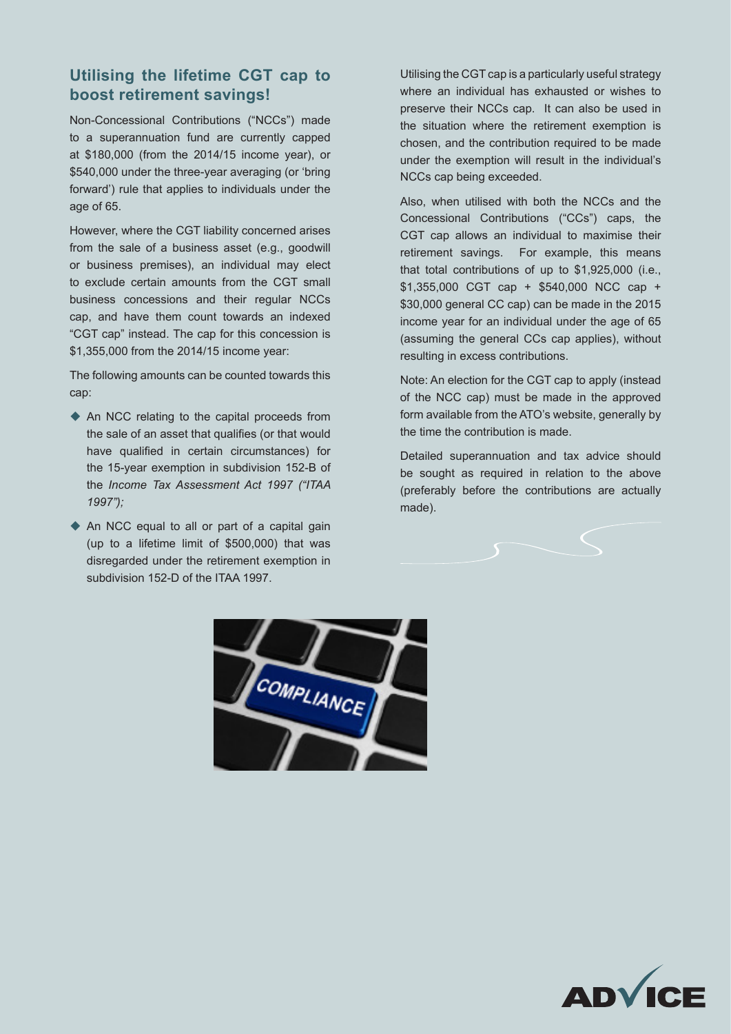## Utilising the lifetime CGT cap to boost retirement savings!

Non-Concessional Contributions ("NCCs") made to a superannuation fund are currently capped at $180,000 (from the 2014/15 income year), or $540,000 under the three-year averaging (or 'bring forward') rule that applies to individuals under the age of 65.

However, where the CGT liability concerned arises from the sale of a business asset (e.g., goodwill or business premises), an individual may elect to exclude certain amounts from the CGT small business concessions and their regular NCCs cap, and have them count towards an indexed "CGT cap" instead. The cap for this concession is $1,355,000 from the 2014/15 income year:

The following amounts can be counted towards this cap:

- An NCC relating to the capital proceeds from the sale of an asset that qualifies (or that would have qualified in certain circumstances) for the 15-year exemption in subdivision 152-B of the *Income Tax Assessment Act 1997 ("ITAA 1997");*
- An NCC equal to all or part of a capital gain (up to a lifetime limit of $500,000) that was disregarded under the retirement exemption in subdivision 152-D of the ITAA 1997.

Utilising the CGT cap is a particularly useful strategy where an individual has exhausted or wishes to preserve their NCCs cap. It can also be used in the situation where the retirement exemption is chosen, and the contribution required to be made under the exemption will result in the individual's NCCs cap being exceeded.

Also, when utilised with both the NCCs and the Concessional Contributions ("CCs") caps, the CGT cap allows an individual to maximise their retirement savings. For example, this means that total contributions of up to $1,925,000 (i.e., $1,355,000 CGT cap + $540,000 NCC cap + $30,000 general CC cap) can be made in the 2015 income year for an individual under the age of 65 (assuming the general CCs cap applies), without resulting in excess contributions.

Note: An election for the CGT cap to apply (instead of the NCC cap) must be made in the approved form available from the ATO's website, generally by the time the contribution is made.

Detailed superannuation and tax advice should be sought as required in relation to the above (preferably before the contributions are actually made).